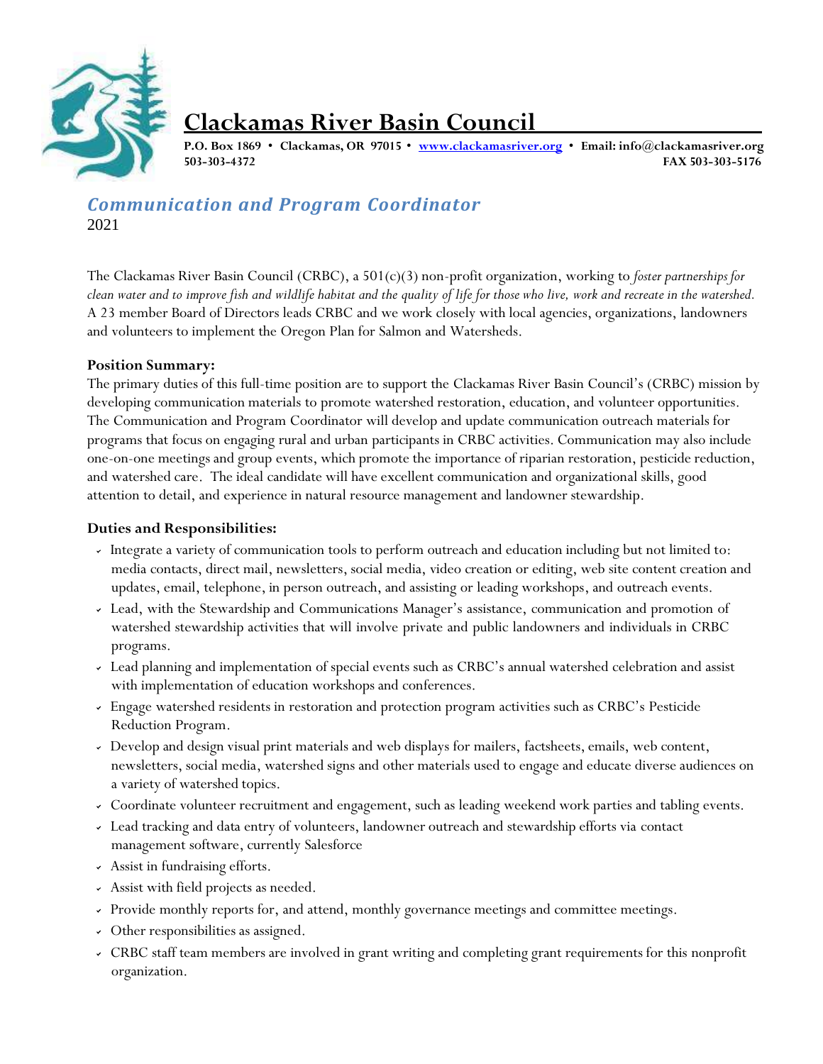# Clackamas River Basin Council

**P.O. Box 1869 • Clackamas, OR 97015 • [www.clackamasriver.org](http://www.clackamasriver.org) • Email: info@clackamasriver.org**
**503-303-4372 FAX 503-303-5176**

## *Communication and Program Coordinator*

2021

The Clackamas River Basin Council (CRBC), a 501(c)(3) non-profit organization, working to *foster partnerships for clean water and to improve fish and wildlife habitat and the quality of life for those who live, work and recreate in the watershed.* A 23 member Board of Directors leads CRBC and we work closely with local agencies, organizations, landowners and volunteers to implement the Oregon Plan for Salmon and Watersheds.

**Position Summary:**

The primary duties of this full-time position are to support the Clackamas River Basin Council's (CRBC) mission by developing communication materials to promote watershed restoration, education, and volunteer opportunities. The Communication and Program Coordinator will develop and update communication outreach materials for programs that focus on engaging rural and urban participants in CRBC activities. Communication may also include one-on-one meetings and group events, which promote the importance of riparian restoration, pesticide reduction, and watershed care. The ideal candidate will have excellent communication and organizational skills, good attention to detail, and experience in natural resource management and landowner stewardship.

**Duties and Responsibilities:**

- Integrate a variety of communication tools to perform outreach and education including but not limited to: media contacts, direct mail, newsletters, social media, video creation or editing, web site content creation and updates, email, telephone, in person outreach, and assisting or leading workshops, and outreach events.
- Lead, with the Stewardship and Communications Manager's assistance, communication and promotion of watershed stewardship activities that will involve private and public landowners and individuals in CRBC programs.
- Lead planning and implementation of special events such as CRBC's annual watershed celebration and assist with implementation of education workshops and conferences.
- Engage watershed residents in restoration and protection program activities such as CRBC's Pesticide Reduction Program.
- Develop and design visual print materials and web displays for mailers, factsheets, emails, web content, newsletters, social media, watershed signs and other materials used to engage and educate diverse audiences on a variety of watershed topics.
- Coordinate volunteer recruitment and engagement, such as leading weekend work parties and tabling events.
- Lead tracking and data entry of volunteers, landowner outreach and stewardship efforts via contact management software, currently Salesforce
- Assist in fundraising efforts.
- Assist with field projects as needed.
- Provide monthly reports for, and attend, monthly governance meetings and committee meetings.
- Other responsibilities as assigned.
- CRBC staff team members are involved in grant writing and completing grant requirements for this nonprofit organization.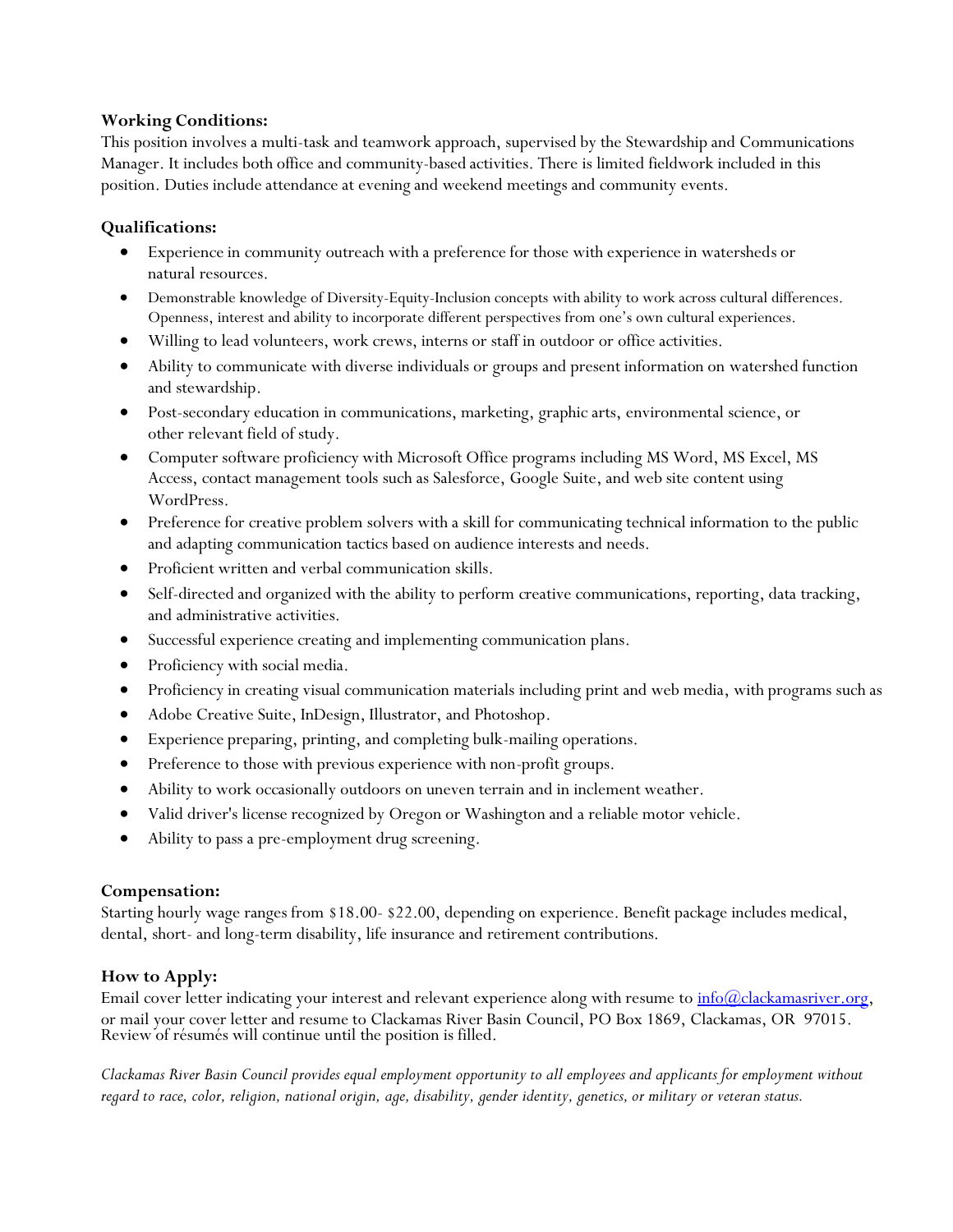**Working Conditions:**

This position involves a multi-task and teamwork approach, supervised by the Stewardship and Communications Manager. It includes both office and community-based activities. There is limited fieldwork included in this position. Duties include attendance at evening and weekend meetings and community events.

**Qualifications:**

- Experience in community outreach with a preference for those with experience in watersheds or natural resources.
- Demonstrable knowledge of Diversity-Equity-Inclusion concepts with ability to work across cultural differences. Openness, interest and ability to incorporate different perspectives from one's own cultural experiences.
- Willing to lead volunteers, work crews, interns or staff in outdoor or office activities.
- Ability to communicate with diverse individuals or groups and present information on watershed function and stewardship.
- Post-secondary education in communications, marketing, graphic arts, environmental science, or other relevant field of study.
- Computer software proficiency with Microsoft Office programs including MS Word, MS Excel, MS Access, contact management tools such as Salesforce, Google Suite, and web site content using WordPress.
- Preference for creative problem solvers with a skill for communicating technical information to the public and adapting communication tactics based on audience interests and needs.
- Proficient written and verbal communication skills.
- Self-directed and organized with the ability to perform creative communications, reporting, data tracking, and administrative activities.
- Successful experience creating and implementing communication plans.
- Proficiency with social media.
- Proficiency in creating visual communication materials including print and web media, with programs such as
- Adobe Creative Suite, InDesign, Illustrator, and Photoshop.
- Experience preparing, printing, and completing bulk-mailing operations.
- Preference to those with previous experience with non-profit groups.
- Ability to work occasionally outdoors on uneven terrain and in inclement weather.
- Valid driver's license recognized by Oregon or Washington and a reliable motor vehicle.
- Ability to pass a pre-employment drug screening.

**Compensation:**

Starting hourly wage ranges from $18.00- $22.00, depending on experience. Benefit package includes medical, dental, short- and long-term disability, life insurance and retirement contributions.

**How to Apply:**

Email cover letter indicating your interest and relevant experience along with resume to info@clackamasriver.org, or mail your cover letter and resume to Clackamas River Basin Council, PO Box 1869, Clackamas, OR 97015. Review of résumés will continue until the position is filled.

*Clackamas River Basin Council provides equal employment opportunity to all employees and applicants for employment without regard to race, color, religion, national origin, age, disability, gender identity, genetics, or military or veteran status.*